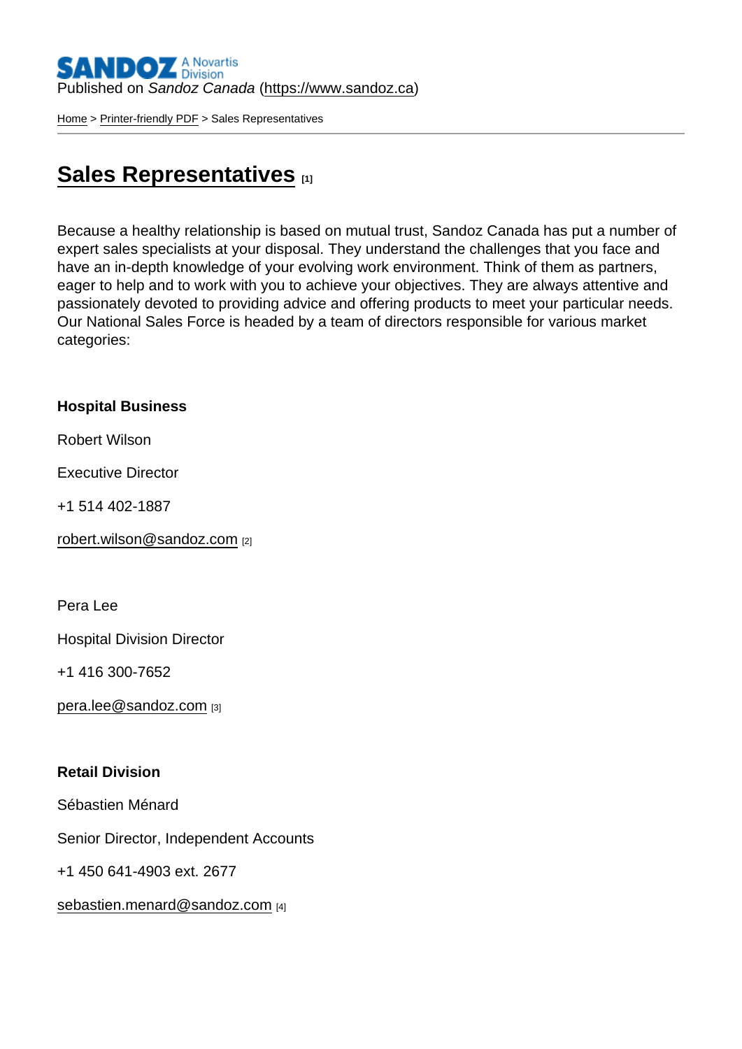Published on *Sandoz Canada* (https://www.sandoz.ca)

Home > Printer-friendly PDF > Sales Representatives

# Sales Representatives [1]

Because a healthy relationship is based on mutual trust, Sandoz Canada has put a number of expert sales specialists at your disposal. They understand the challenges that you face and have an in-depth knowledge of your evolving work environment. Think of them as partners, eager to help and to work with you to achieve your objectives. They are always attentive and passionately devoted to providing advice and offering products to meet your particular needs. Our National Sales Force is headed by a team of directors responsible for various market categories:

**Hospital Business**

Robert Wilson

Executive Director

+1 514 402-1887

robert.wilson@sandoz.com [2]

Pera Lee

Hospital Division Director

+1 416 300-7652

pera.lee@sandoz.com [3]

**Retail Division**

Sébastien Ménard

Senior Director, Independent Accounts

+1 450 641-4903 ext. 2677

sebastien.menard@sandoz.com [4]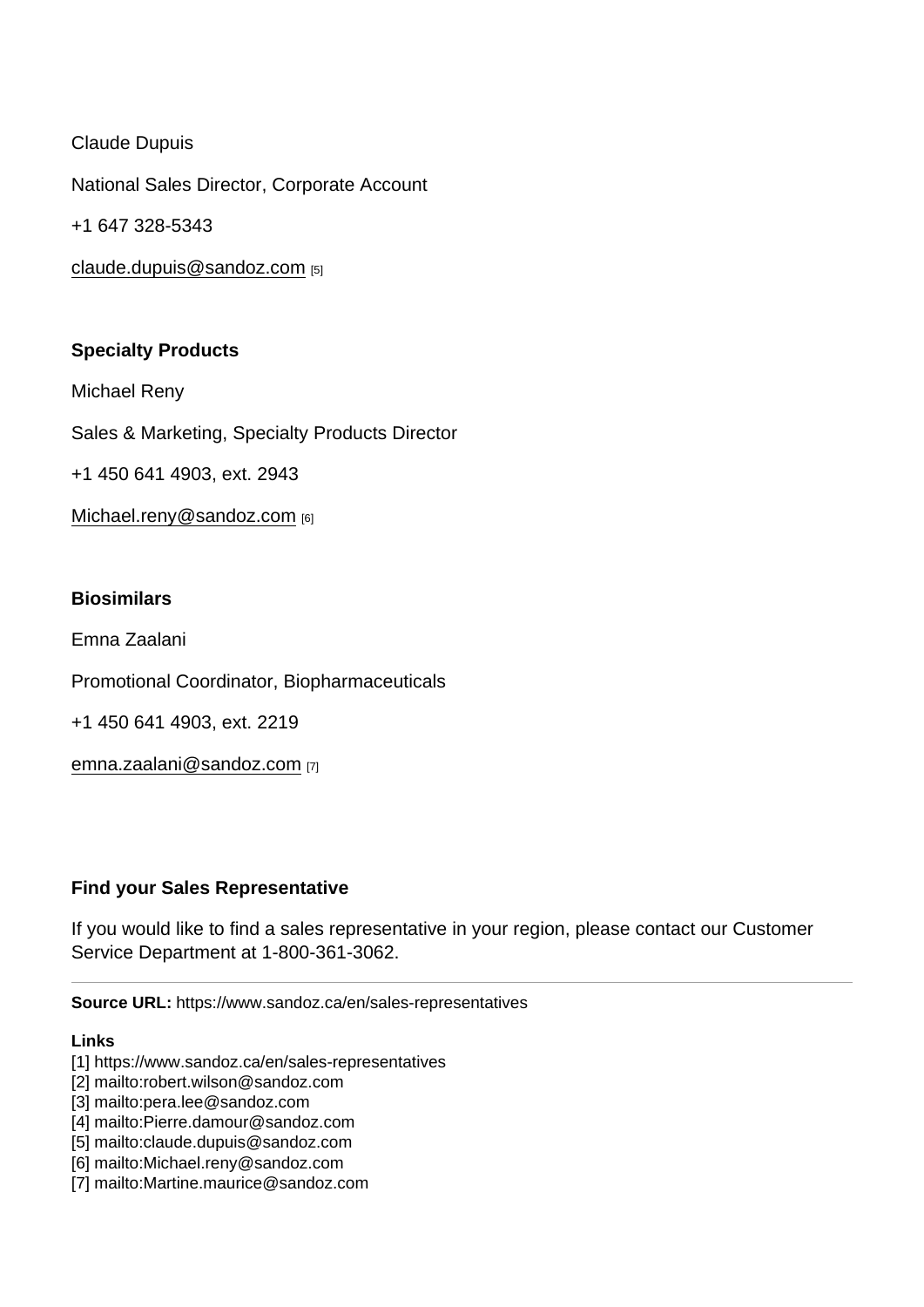Claude Dupuis

National Sales Director, Corporate Account

+1 647 328-5343

claude.dupuis@sandoz.com [5]

**Specialty Products**

Michael Reny

Sales & Marketing, Specialty Products Director

+1 450 641 4903, ext. 2943

Michael.reny@sandoz.com [6]

**Biosimilars**

Emna Zaalani

Promotional Coordinator, Biopharmaceuticals

+1 450 641 4903, ext. 2219

emna.zaalani@sandoz.com [7]

**Find your Sales Representative**

If you would like to find a sales representative in your region, please contact our Customer Service Department at 1-800-361-3062.

---

**Source URL:** https://www.sandoz.ca/en/sales-representatives

**Links**
[1] https://www.sandoz.ca/en/sales-representatives
[2] mailto:robert.wilson@sandoz.com
[3] mailto:pera.lee@sandoz.com
[4] mailto:Pierre.damour@sandoz.com
[5] mailto:claude.dupuis@sandoz.com
[6] mailto:Michael.reny@sandoz.com
[7] mailto:Martine.maurice@sandoz.com